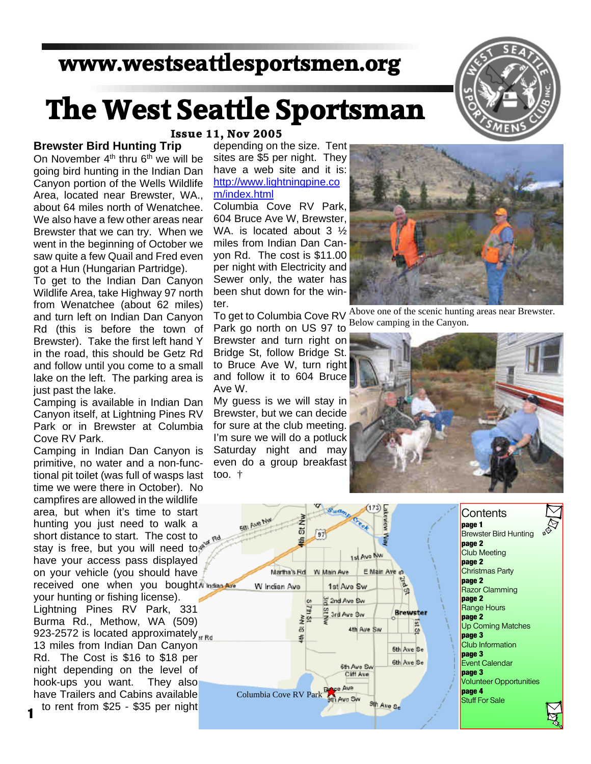www.westseattlesportsmen.org

# The West Seattle Sportsman

**Issue 11, Nov 2005**

## Brewster Bird Hunting Trip

On November 4th thru 6th we will be going bird hunting in the Indian Dan Canyon portion of the Wells Wildlife Area, located near Brewster, WA., about 64 miles north of Wenatchee. We also have a few other areas near Brewster that we can try. When we went in the beginning of October we saw quite a few Quail and Fred even got a Hun (Hungarian Partridge).

To get to the Indian Dan Canyon Wildlife Area, take Highway 97 north from Wenatchee (about 62 miles) and turn left on Indian Dan Canyon Rd (this is before the town of Brewster). Take the first left hand Y in the road, this should be Getz Rd and follow until you come to a small lake on the left. The parking area is just past the lake.

Camping is available in Indian Dan Canyon itself, at Lightning Pines RV Park or in Brewster at Columbia Cove RV Park.

Camping in Indian Dan Canyon is primitive, no water and a non-functional pit toilet (was full of wasps last time we were there in October). No campfires are allowed in the wildlife area, but when it's time to start hunting you just need to walk a short distance to start. The cost to stay is free, but you will need to have your access pass displayed on your vehicle (you should have received one when you bought your hunting or fishing license).

Lightning Pines RV Park, 331 Burma Rd., Methow, WA (509) 923-2572 is located approximately 13 miles from Indian Dan Canyon Rd. The Cost is $16 to $18 per night depending on the level of hook-ups you want. They also have Trailers and Cabins available to rent from $25 - $35 per night depending on the size. Tent sites are $5 per night. They have a web site and it is: http://www.lightningpine.com/index.html

Columbia Cove RV Park, 604 Bruce Ave W, Brewster, WA. is located about 3 ½ miles from Indian Dan Canyon Rd. The cost is $11.00 per night with Electricity and Sewer only, the water has been shut down for the winter.

To get to Columbia Cove RV Park go north on US 97 to Brewster and turn right on Bridge St, follow Bridge St. to Bruce Ave W, turn right and follow it to 604 Bruce Ave W.

My guess is we will stay in Brewster, but we can decide for sure at the club meeting. I'm sure we will do a potluck Saturday night and may even do a group breakfast too. †

Above one of the scenic hunting areas near Brewster. Below camping in the Canyon.

Columbia Cove RV Park

## Contents

- **page 1** Brewster Bird Hunting
- **page 2** Club Meeting
- **page 2** Christmas Party
- **page 2** Razor Clamming
- **page 2** Range Hours
- **page 2** Up Coming Matches
- **page 3** Club Information
- **page 3** Event Calendar
- **page 3** Volunteer Opportunities
- **page 4** Stuff For Sale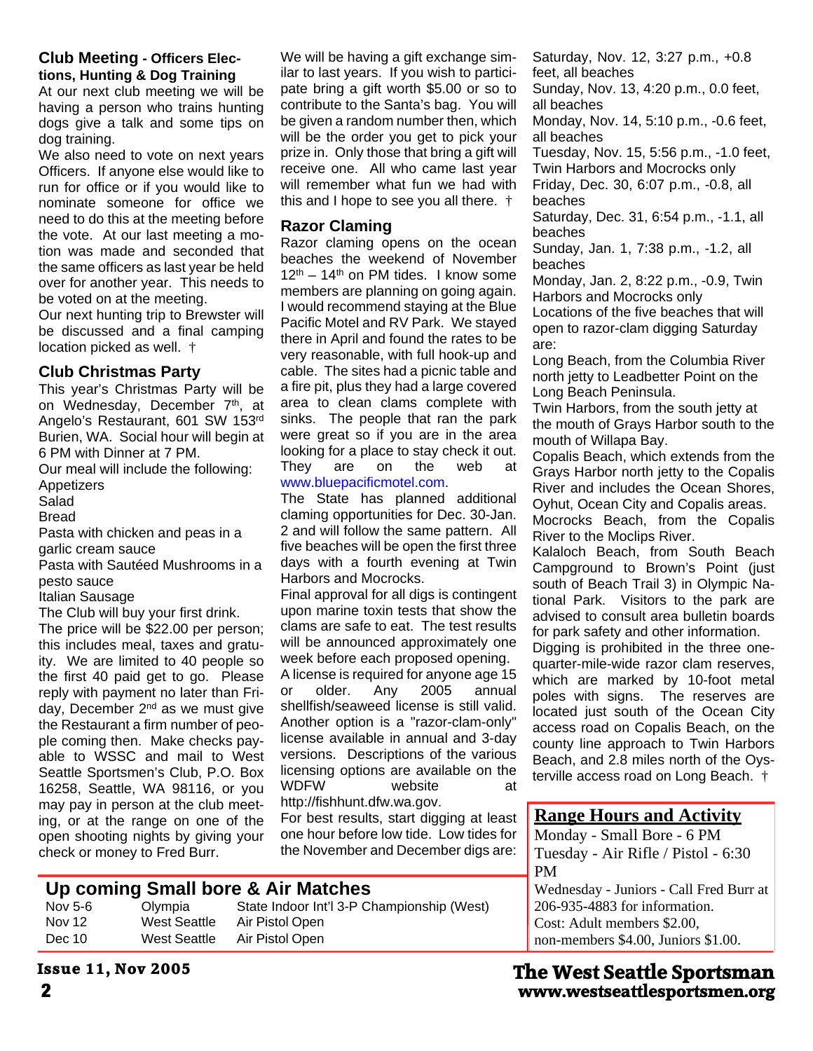## Club Meeting - Officers Elections, Hunting & Dog Training

At our next club meeting we will be having a person who trains hunting dogs give a talk and some tips on dog training.

We also need to vote on next years Officers. If anyone else would like to run for office or if you would like to nominate someone for office we need to do this at the meeting before the vote. At our last meeting a motion was made and seconded that the same officers as last year be held over for another year. This needs to be voted on at the meeting.

Our next hunting trip to Brewster will be discussed and a final camping location picked as well. †

## Club Christmas Party

This year's Christmas Party will be on Wednesday, December 7th, at Angelo's Restaurant, 601 SW 153rd Burien, WA. Social hour will begin at 6 PM with Dinner at 7 PM.

Our meal will include the following:

Appetizers

Salad

Bread

Pasta with chicken and peas in a garlic cream sauce

Pasta with Sautéed Mushrooms in a pesto sauce

Italian Sausage

The Club will buy your first drink.

The price will be $22.00 per person; this includes meal, taxes and gratuity. We are limited to 40 people so the first 40 paid get to go. Please reply with payment no later than Friday, December 2nd as we must give the Restaurant a firm number of people coming then. Make checks payable to WSSC and mail to West Seattle Sportsmen's Club, P.O. Box 16258, Seattle, WA 98116, or you may pay in person at the club meeting, or at the range on one of the open shooting nights by giving your check or money to Fred Burr.

We will be having a gift exchange similar to last years. If you wish to participate bring a gift worth $5.00 or so to contribute to the Santa's bag. You will be given a random number then, which will be the order you get to pick your prize in. Only those that bring a gift will receive one. All who came last year will remember what fun we had with this and I hope to see you all there. †

## Razor Claming

Razor claming opens on the ocean beaches the weekend of November 12th – 14th on PM tides. I know some members are planning on going again. I would recommend staying at the Blue Pacific Motel and RV Park. We stayed there in April and found the rates to be very reasonable, with full hook-up and cable. The sites had a picnic table and a fire pit, plus they had a large covered area to clean clams complete with sinks. The people that ran the park were great so if you are in the area looking for a place to stay check it out. They are on the web at www.bluepacificmotel.com.

The State has planned additional claming opportunities for Dec. 30-Jan. 2 and will follow the same pattern. All five beaches will be open the first three days with a fourth evening at Twin Harbors and Mocrocks.

Final approval for all digs is contingent upon marine toxin tests that show the clams are safe to eat. The test results will be announced approximately one week before each proposed opening.

A license is required for anyone age 15 or older. Any 2005 annual shellfish/seaweed license is still valid. Another option is a "razor-clam-only" license available in annual and 3-day versions. Descriptions of the various licensing options are available on the WDFW website at http://fishhunt.dfw.wa.gov.

For best results, start digging at least one hour before low tide. Low tides for the November and December digs are:

Saturday, Nov. 12, 3:27 p.m., +0.8 feet, all beaches

Sunday, Nov. 13, 4:20 p.m., 0.0 feet, all beaches

Monday, Nov. 14, 5:10 p.m., -0.6 feet, all beaches

Tuesday, Nov. 15, 5:56 p.m., -1.0 feet, Twin Harbors and Mocrocks only

Friday, Dec. 30, 6:07 p.m., -0.8, all beaches

Saturday, Dec. 31, 6:54 p.m., -1.1, all beaches

Sunday, Jan. 1, 7:38 p.m., -1.2, all beaches

Monday, Jan. 2, 8:22 p.m., -0.9, Twin Harbors and Mocrocks only

Locations of the five beaches that will open to razor-clam digging Saturday are:

Long Beach, from the Columbia River north jetty to Leadbetter Point on the Long Beach Peninsula.

Twin Harbors, from the south jetty at the mouth of Grays Harbor south to the mouth of Willapa Bay.

Copalis Beach, which extends from the Grays Harbor north jetty to the Copalis River and includes the Ocean Shores, Oyhut, Ocean City and Copalis areas.

Mocrocks Beach, from the Copalis River to the Moclips River.

Kalaloch Beach, from South Beach Campground to Brown's Point (just south of Beach Trail 3) in Olympic National Park. Visitors to the park are advised to consult area bulletin boards for park safety and other information.

Digging is prohibited in the three one-quarter-mile-wide razor clam reserves, which are marked by 10-foot metal poles with signs. The reserves are located just south of the Ocean City access road on Copalis Beach, on the county line approach to Twin Harbors Beach, and 2.8 miles north of the Oysterville access road on Long Beach. †

## Up coming Small bore & Air Matches

| | | |
|---|---|---|
| Nov 5-6 | Olympia | State Indoor Int'l 3-P Championship (West) |
| Nov 12 | West Seattle | Air Pistol Open |
| Dec 10 | West Seattle | Air Pistol Open |

## Range Hours and Activity

Monday - Small Bore - 6 PM

Tuesday - Air Rifle / Pistol - 6:30 PM

Wednesday - Juniors - Call Fred Burr at 206-935-4883 for information.

Cost: Adult members $2.00, non-members $4.00, Juniors $1.00.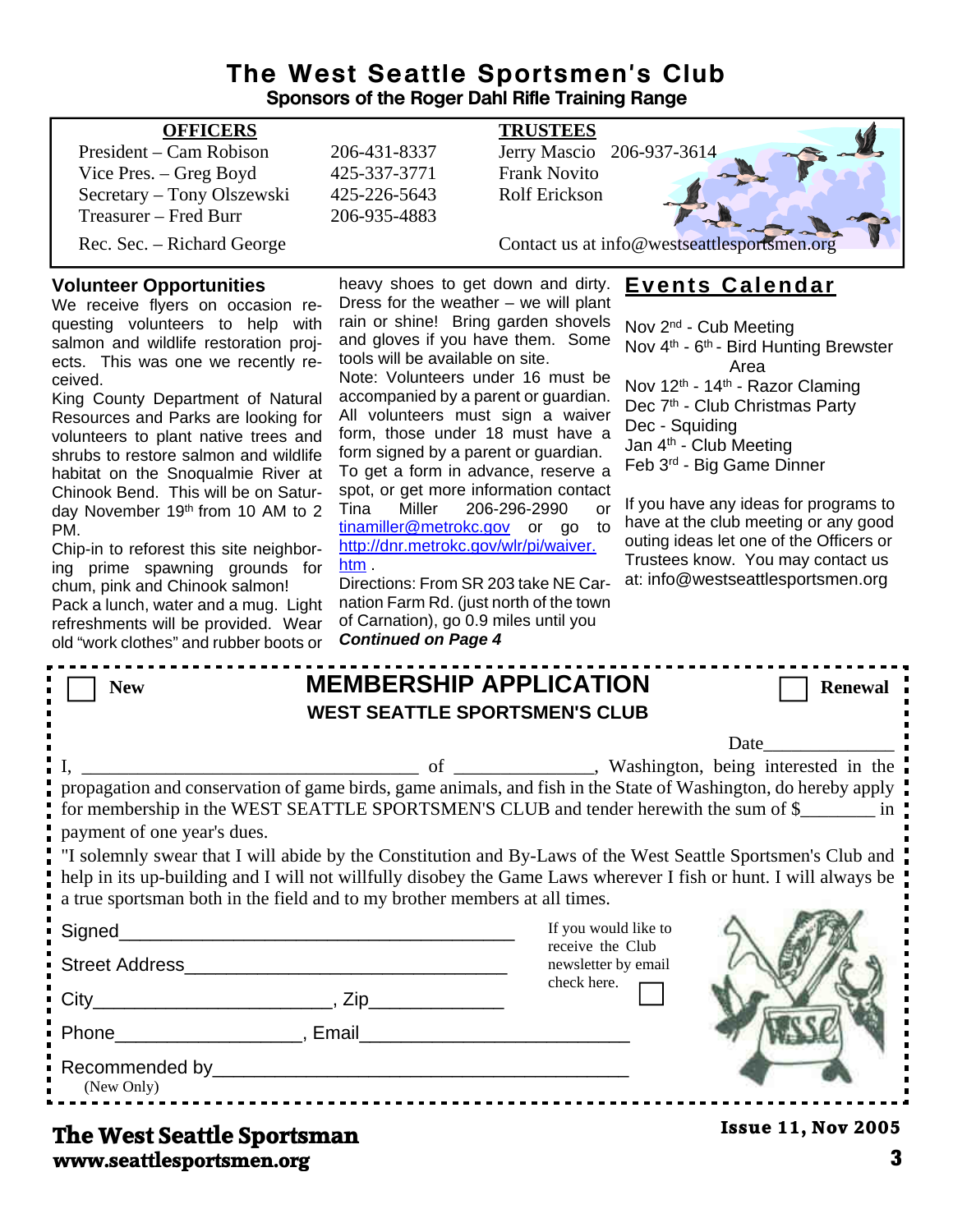# The West Seattle Sportsmen's Club

**Sponsors of the Roger Dahl Rifle Training Range**

| **OFFICERS** | | **TRUSTEES** | |
|---|---|---|---|
| President – Cam Robison | 206-431-8337 | Jerry Mascio | 206-937-3614 |
| Vice Pres. – Greg Boyd | 425-337-3771 | Frank Novito | |
| Secretary – Tony Olszewski | 425-226-5643 | Rolf Erickson | |
| Treasurer – Fred Burr | 206-935-4883 | | |
| Rec. Sec. – Richard George | | Contact us at info@westseattlesportsmen.org | |

## Volunteer Opportunities

We receive flyers on occasion requesting volunteers to help with salmon and wildlife restoration projects. This was one we recently received.

King County Department of Natural Resources and Parks are looking for volunteers to plant native trees and shrubs to restore salmon and wildlife habitat on the Snoqualmie River at Chinook Bend. This will be on Saturday November 19th from 10 AM to 2 PM.

Chip-in to reforest this site neighboring prime spawning grounds for chum, pink and Chinook salmon!

Pack a lunch, water and a mug. Light refreshments will be provided. Wear old "work clothes" and rubber boots or heavy shoes to get down and dirty. Dress for the weather – we will plant rain or shine! Bring garden shovels and gloves if you have them. Some tools will be available on site.

Note: Volunteers under 16 must be accompanied by a parent or guardian. All volunteers must sign a waiver form, those under 18 must have a form signed by a parent or guardian.

To get a form in advance, reserve a spot, or get more information contact Tina Miller 206-296-2990 or tinamiller@metrokc.gov or go to http://dnr.metrokc.gov/wlr/pi/waiver.htm .

Directions: From SR 203 take NE Carnation Farm Rd. (just north of the town of Carnation), go 0.9 miles until you

***Continued on Page 4***

## Events Calendar

- Nov 2nd - Cub Meeting
- Nov 4th - 6th - Bird Hunting Brewster Area
- Nov 12th - 14th - Razor Claming
- Dec 7th - Club Christmas Party
- Dec - Squiding
- Jan 4th - Club Meeting
- Feb 3rd - Big Game Dinner

If you have any ideas for programs to have at the club meeting or any good outing ideas let one of the Officers or Trustees know. You may contact us at: info@westseattlesportsmen.org

---

☐ **New** ☐ **Renewal**

## MEMBERSHIP APPLICATION

### WEST SEATTLE SPORTSMEN'S CLUB

Date______________

I, ____________________________________ of ______________, Washington, being interested in the propagation and conservation of game birds, game animals, and fish in the State of Washington, do hereby apply for membership in the WEST SEATTLE SPORTSMEN'S CLUB and tender herewith the sum of $________ in payment of one year's dues.

"I solemnly swear that I will abide by the Constitution and By-Laws of the West Seattle Sportsmen's Club and help in its up-building and I will not willfully disobey the Game Laws wherever I fish or hunt. I will always be a true sportsman both in the field and to my brother members at all times.

Signed_______________________________________

Street Address_______________________________

City_______________________, Zip_____________

Phone_________________, Email________________________

Recommended by_______________________________________
(New Only)

If you would like to receive the Club newsletter by email check here. ☐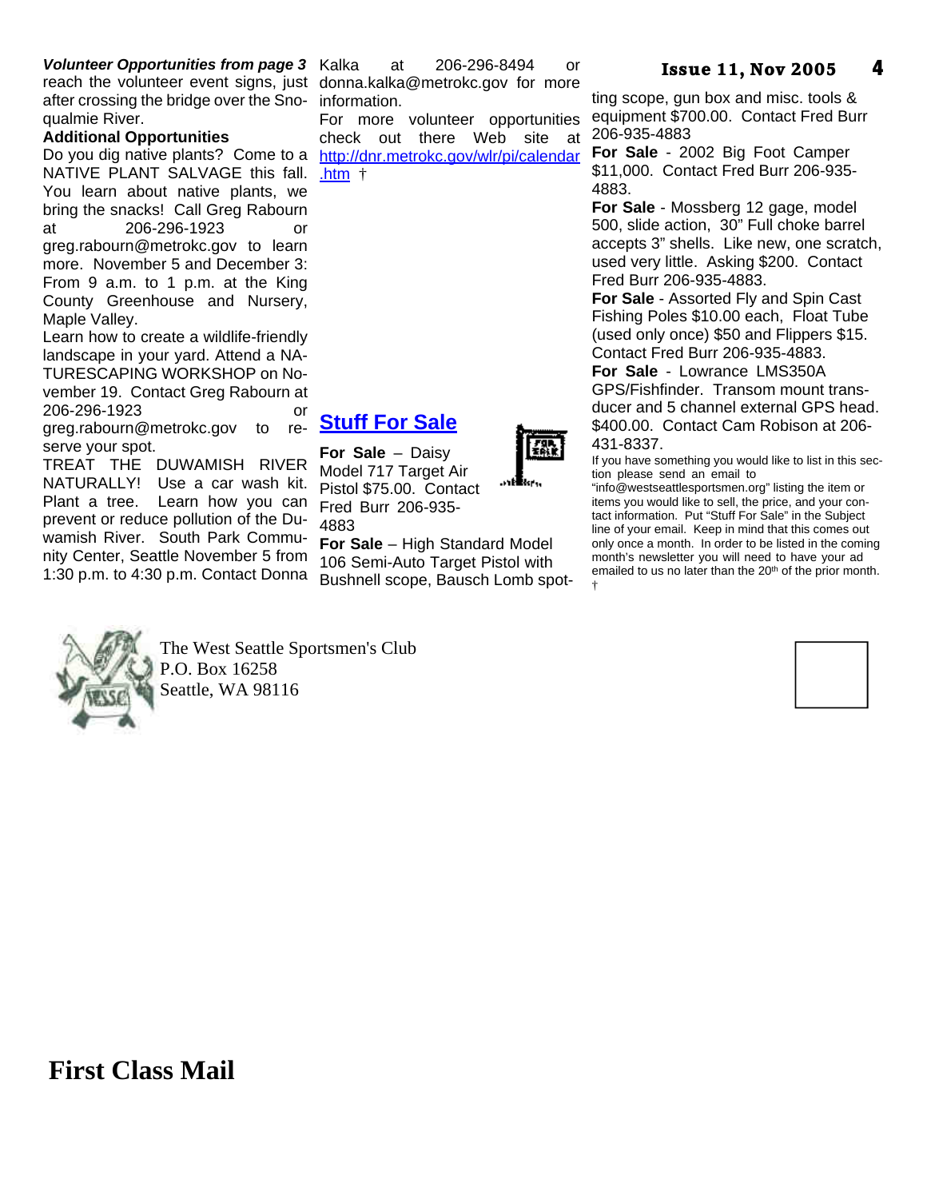***Volunteer Opportunities from page 3*** reach the volunteer event signs, just after crossing the bridge over the Snoqualmie River.

**Additional Opportunities**

Do you dig native plants? Come to a NATIVE PLANT SALVAGE this fall. You learn about native plants, we bring the snacks! Call Greg Rabourn at 206-296-1923 or greg.rabourn@metrokc.gov to learn more. November 5 and December 3: From 9 a.m. to 1 p.m. at the King County Greenhouse and Nursery, Maple Valley.

Learn how to create a wildlife-friendly landscape in your yard. Attend a NATURESCAPING WORKSHOP on November 19. Contact Greg Rabourn at 206-296-1923 or greg.rabourn@metrokc.gov to reserve your spot.

TREAT THE DUWAMISH RIVER NATURALLY! Use a car wash kit. Plant a tree. Learn how you can prevent or reduce pollution of the Duwamish River. South Park Community Center, Seattle November 5 from 1:30 p.m. to 4:30 p.m. Contact Donna Kalka at 206-296-8494 or donna.kalka@metrokc.gov for more information.

For more volunteer opportunities check out there Web site at http://dnr.metrokc.gov/wlr/pi/calendar.htm †

## Stuff For Sale

**For Sale** – Daisy Model 717 Target Air Pistol $75.00. Contact Fred Burr 206-935-4883

**For Sale** – High Standard Model 106 Semi-Auto Target Pistol with Bushnell scope, Bausch Lomb spotting scope, gun box and misc. tools & equipment $700.00. Contact Fred Burr 206-935-4883

**For Sale** - 2002 Big Foot Camper $11,000. Contact Fred Burr 206-935-4883.

**For Sale** - Mossberg 12 gage, model 500, slide action, 30" Full choke barrel accepts 3" shells. Like new, one scratch, used very little. Asking $200. Contact Fred Burr 206-935-4883.

**For Sale** - Assorted Fly and Spin Cast Fishing Poles $10.00 each, Float Tube (used only once) $50 and Flippers $15. Contact Fred Burr 206-935-4883.

**For Sale** - Lowrance LMS350A GPS/Fishfinder. Transom mount transducer and 5 channel external GPS head. $400.00. Contact Cam Robison at 206-431-8337.

If you have something you would like to list in this section please send an email to "info@westseattlesportsmen.org" listing the item or items you would like to sell, the price, and your contact information. Put "Stuff For Sale" in the Subject line of your email. Keep in mind that this comes out only once a month. In order to be listed in the coming month's newsletter you will need to have your ad emailed to us no later than the 20th of the prior month. †

The West Seattle Sportsmen's Club
P.O. Box 16258
Seattle, WA 98116

**First Class Mail**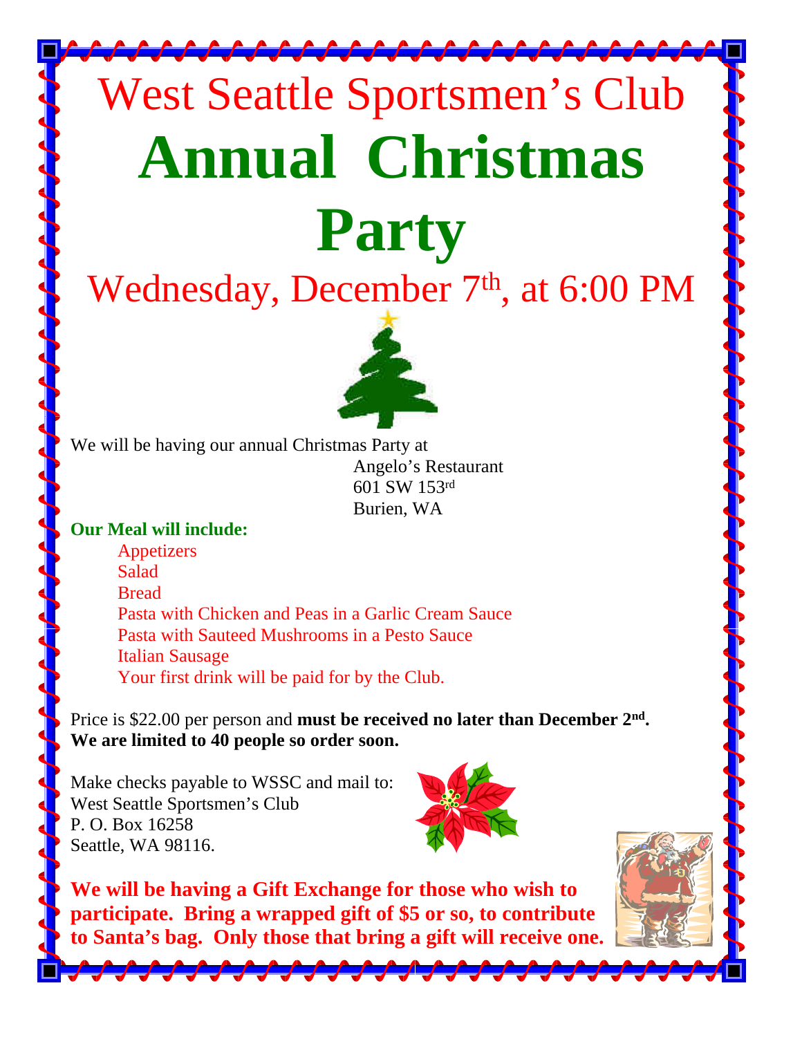# West Seattle Sportsmen's Club

# Annual Christmas Party

## Wednesday, December 7th, at 6:00 PM

We will be having our annual Christmas Party at

Angelo's Restaurant
601 SW 153rd
Burien, WA

**Our Meal will include:**

- Appetizers
- Salad
- Bread
- Pasta with Chicken and Peas in a Garlic Cream Sauce
- Pasta with Sauteed Mushrooms in a Pesto Sauce
- Italian Sausage
- Your first drink will be paid for by the Club.

Price is $22.00 per person and **must be received no later than December 2nd. We are limited to 40 people so order soon.**

Make checks payable to WSSC and mail to:
West Seattle Sportsmen's Club
P. O. Box 16258
Seattle, WA 98116.

**We will be having a Gift Exchange for those who wish to participate. Bring a wrapped gift of $5 or so, to contribute to Santa's bag. Only those that bring a gift will receive one.**